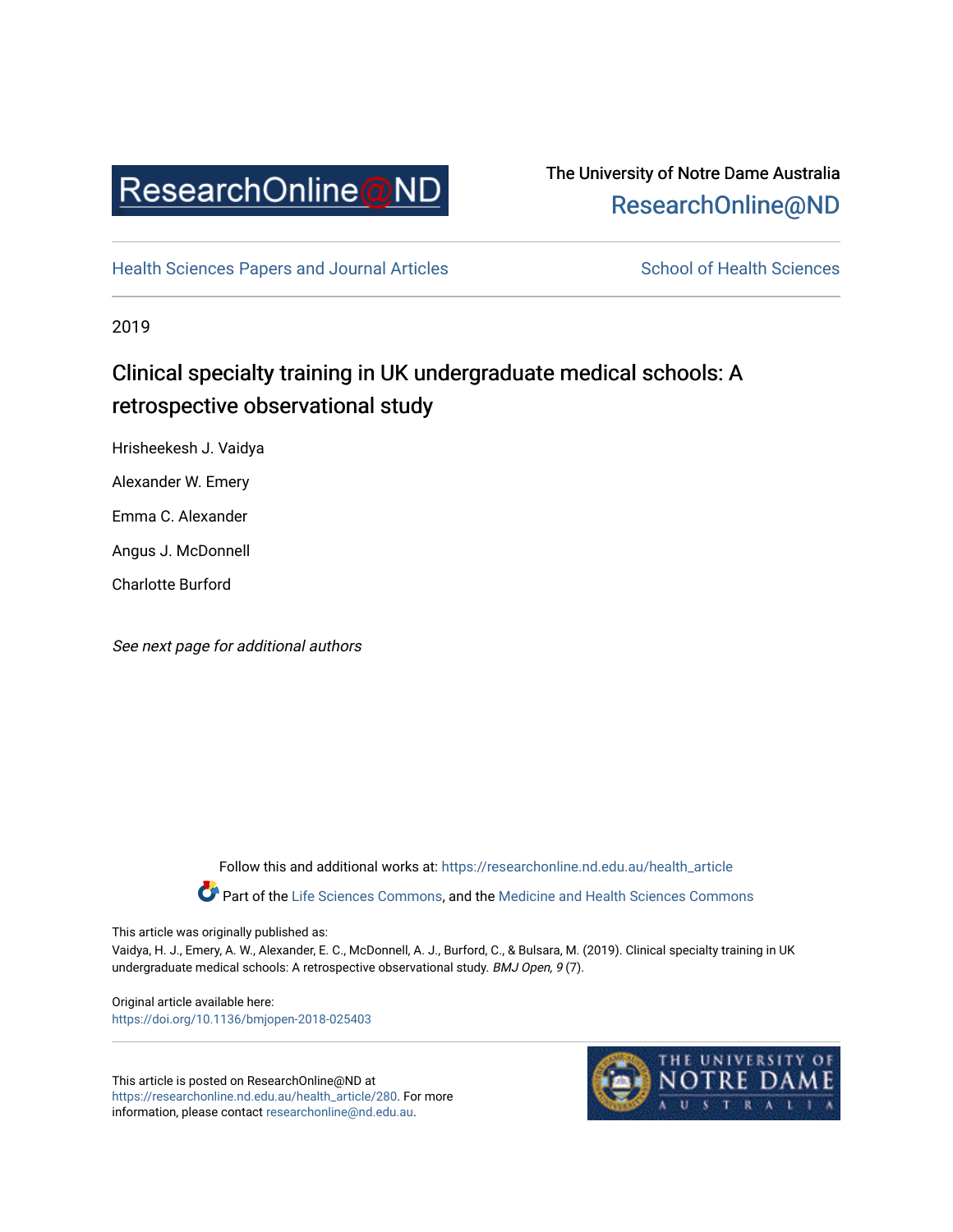ResearchOnline@ND

The University of Notre Dame Australia
ResearchOnline@ND

Health Sciences Papers and Journal Articles

School of Health Sciences

2019

# Clinical specialty training in UK undergraduate medical schools: A retrospective observational study

Hrisheekesh J. Vaidya

Alexander W. Emery

Emma C. Alexander

Angus J. McDonnell

Charlotte Burford

*See next page for additional authors*

Follow this and additional works at: https://researchonline.nd.edu.au/health_article

Part of the Life Sciences Commons, and the Medicine and Health Sciences Commons

This article was originally published as:
Vaidya, H. J., Emery, A. W., Alexander, E. C., McDonnell, A. J., Burford, C., & Bulsara, M. (2019). Clinical specialty training in UK undergraduate medical schools: A retrospective observational study. *BMJ Open, 9* (7).

Original article available here:
https://doi.org/10.1136/bmjopen-2018-025403

This article is posted on ResearchOnline@ND at https://researchonline.nd.edu.au/health_article/280. For more information, please contact researchonline@nd.edu.au.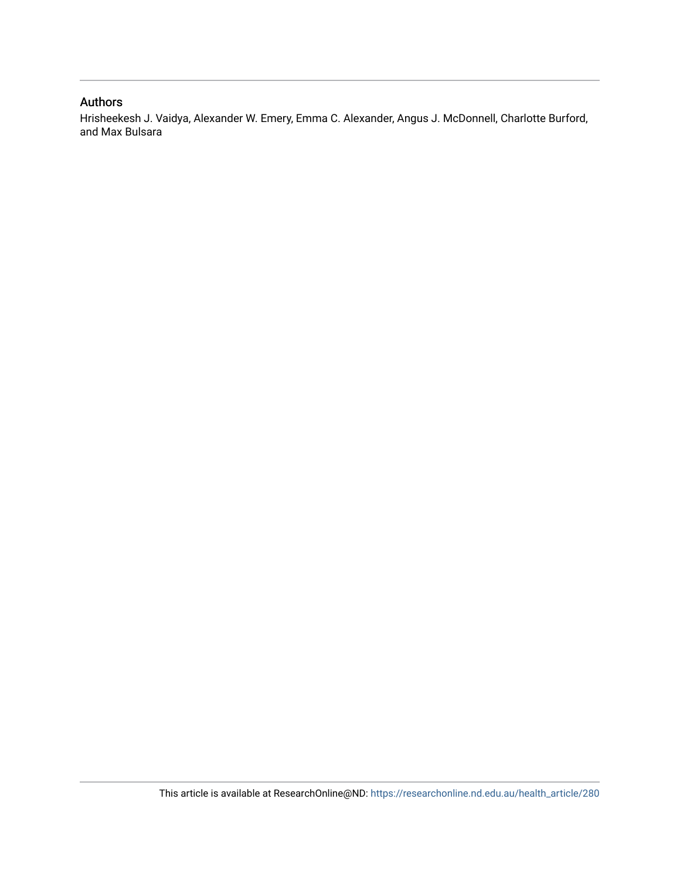## Authors

Hrisheekesh J. Vaidya, Alexander W. Emery, Emma C. Alexander, Angus J. McDonnell, Charlotte Burford, and Max Bulsara

This article is available at ResearchOnline@ND: https://researchonline.nd.edu.au/health_article/280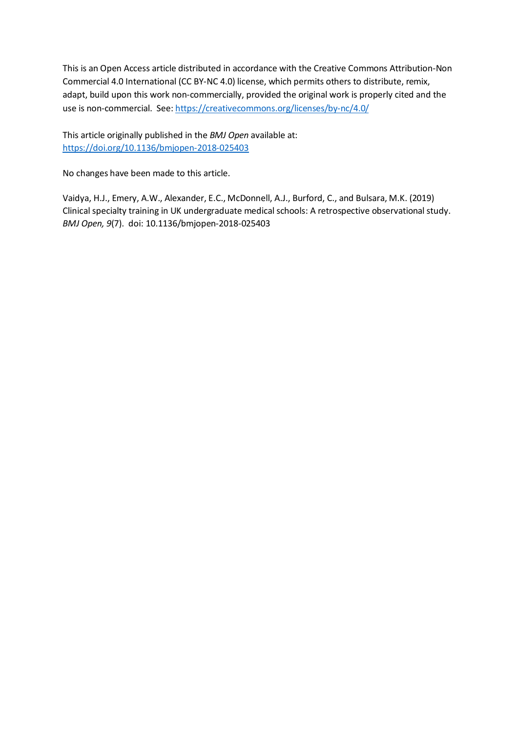This is an Open Access article distributed in accordance with the Creative Commons Attribution-Non Commercial 4.0 International (CC BY-NC 4.0) license, which permits others to distribute, remix, adapt, build upon this work non-commercially, provided the original work is properly cited and the use is non-commercial. See: https://creativecommons.org/licenses/by-nc/4.0/

This article originally published in the *BMJ Open* available at: https://doi.org/10.1136/bmjopen-2018-025403

No changes have been made to this article.

Vaidya, H.J., Emery, A.W., Alexander, E.C., McDonnell, A.J., Burford, C., and Bulsara, M.K. (2019) Clinical specialty training in UK undergraduate medical schools: A retrospective observational study. *BMJ Open, 9*(7). doi: 10.1136/bmjopen-2018-025403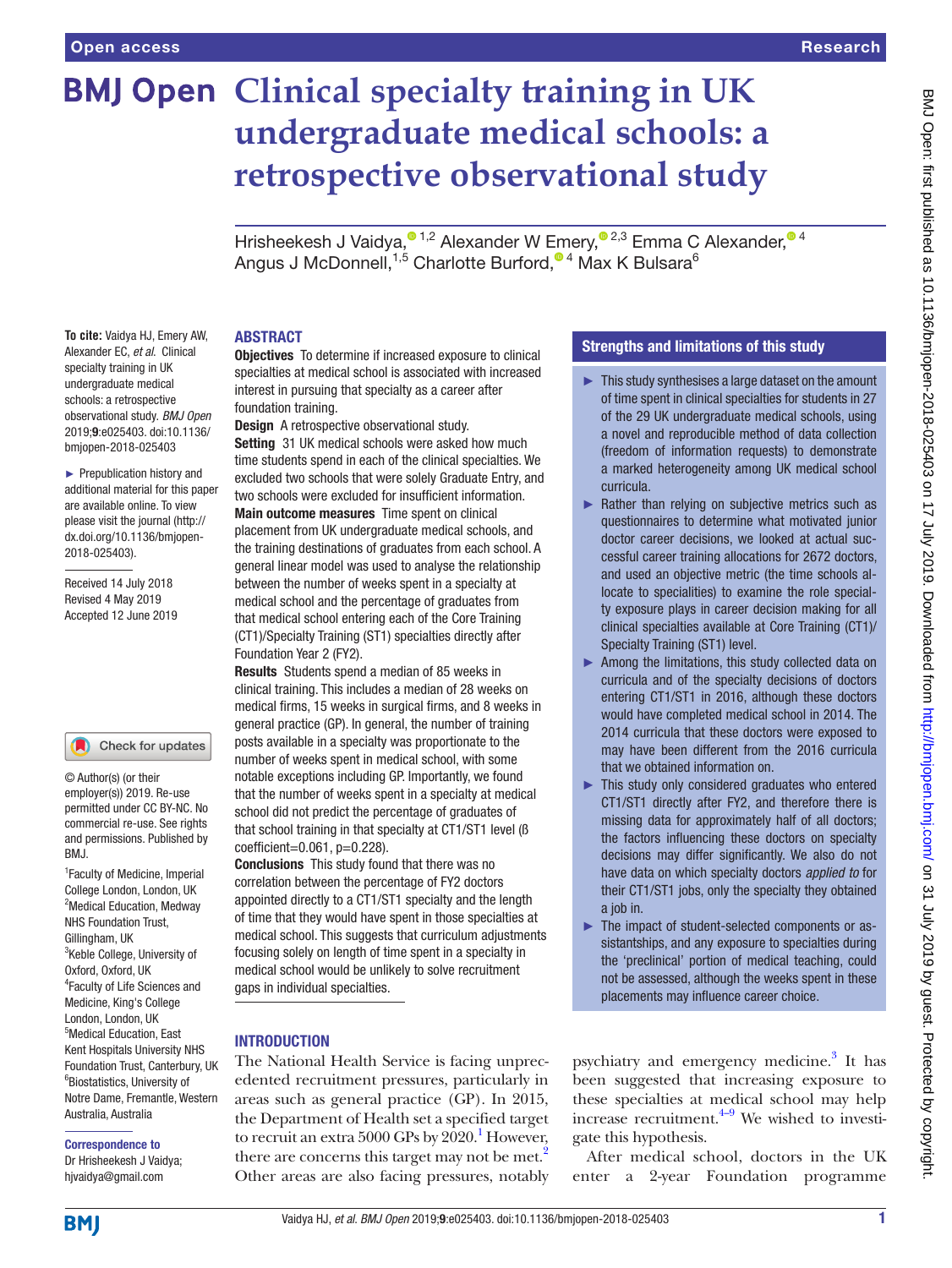# Clinical specialty training in UK undergraduate medical schools: a retrospective observational study

Hrisheekesh J Vaidya,[1,2] Alexander W Emery,[2,3] Emma C Alexander,[4] Angus J McDonnell,[1,5] Charlotte Burford,[4] Max K Bulsara[6]

**To cite:** Vaidya HJ, Emery AW, Alexander EC, *et al*. Clinical specialty training in UK undergraduate medical schools: a retrospective observational study. *BMJ Open* 2019;**9**:e025403. doi:10.1136/bmjopen-2018-025403

► Prepublication history and additional material for this paper are available online. To view please visit the journal (http://dx.doi.org/10.1136/bmjopen-2018-025403).

Received 14 July 2018
Revised 4 May 2019
Accepted 12 June 2019

© Author(s) (or their employer(s)) 2019. Re-use permitted under CC BY-NC. No commercial re-use. See rights and permissions. Published by BMJ.

[1]Faculty of Medicine, Imperial College London, London, UK
[2]Medical Education, Medway NHS Foundation Trust, Gillingham, UK
[3]Keble College, University of Oxford, Oxford, UK
[4]Faculty of Life Sciences and Medicine, King's College London, London, UK
[5]Medical Education, East Kent Hospitals University NHS Foundation Trust, Canterbury, UK
[6]Biostatistics, University of Notre Dame, Fremantle, Western Australia, Australia

**Correspondence to**
Dr Hrisheekesh J Vaidya;
hjvaidya@gmail.com

## ABSTRACT

**Objectives** To determine if increased exposure to clinical specialties at medical school is associated with increased interest in pursuing that specialty as a career after foundation training.

**Design** A retrospective observational study.

**Setting** 31 UK medical schools were asked how much time students spend in each of the clinical specialties. We excluded two schools that were solely Graduate Entry, and two schools were excluded for insufficient information.

**Main outcome measures** Time spent on clinical placement from UK undergraduate medical schools, and the training destinations of graduates from each school. A general linear model was used to analyse the relationship between the number of weeks spent in a specialty at medical school and the percentage of graduates from that medical school entering each of the Core Training (CT1)/Specialty Training (ST1) specialties directly after Foundation Year 2 (FY2).

**Results** Students spend a median of 85 weeks in clinical training. This includes a median of 28 weeks on medical firms, 15 weeks in surgical firms, and 8 weeks in general practice (GP). In general, the number of training posts available in a specialty was proportionate to the number of weeks spent in medical school, with some notable exceptions including GP. Importantly, we found that the number of weeks spent in a specialty at medical school did not predict the percentage of graduates of that school training in that specialty at CT1/ST1 level (β coefficient=0.061, p=0.228).

**Conclusions** This study found that there was no correlation between the percentage of FY2 doctors appointed directly to a CT1/ST1 specialty and the length of time that they would have spent in those specialties at medical school. This suggests that curriculum adjustments focusing solely on length of time spent in a specialty in medical school would be unlikely to solve recruitment gaps in individual specialties.

## Strengths and limitations of this study

- ► This study synthesises a large dataset on the amount of time spent in clinical specialties for students in 27 of the 29 UK undergraduate medical schools, using a novel and reproducible method of data collection (freedom of information requests) to demonstrate a marked heterogeneity among UK medical school curricula.
- ► Rather than relying on subjective metrics such as questionnaires to determine what motivated junior doctor career decisions, we looked at actual successful career training allocations for 2672 doctors, and used an objective metric (the time schools allocate to specialities) to examine the role specialty exposure plays in career decision making for all clinical specialties available at Core Training (CT1)/Specialty Training (ST1) level.
- ► Among the limitations, this study collected data on curricula and of the specialty decisions of doctors entering CT1/ST1 in 2016, although these doctors would have completed medical school in 2014. The 2014 curricula that these doctors were exposed to may have been different from the 2016 curricula that we obtained information on.
- ► This study only considered graduates who entered CT1/ST1 directly after FY2, and therefore there is missing data for approximately half of all doctors; the factors influencing these doctors on specialty decisions may differ significantly. We also do not have data on which specialty doctors *applied to* for their CT1/ST1 jobs, only the specialty they obtained a job in.
- ► The impact of student-selected components or assistantships, and any exposure to specialties during the 'preclinical' portion of medical teaching, could not be assessed, although the weeks spent in these placements may influence career choice.

## INTRODUCTION

The National Health Service is facing unprecedented recruitment pressures, particularly in areas such as general practice (GP). In 2015, the Department of Health set a specified target to recruit an extra 5000 GPs by 2020.[1] However, there are concerns this target may not be met.[2] Other areas are also facing pressures, notably psychiatry and emergency medicine.[3] It has been suggested that increasing exposure to these specialties at medical school may help increase recruitment.[4–9] We wished to investigate this hypothesis.

After medical school, doctors in the UK enter a 2-year Foundation programme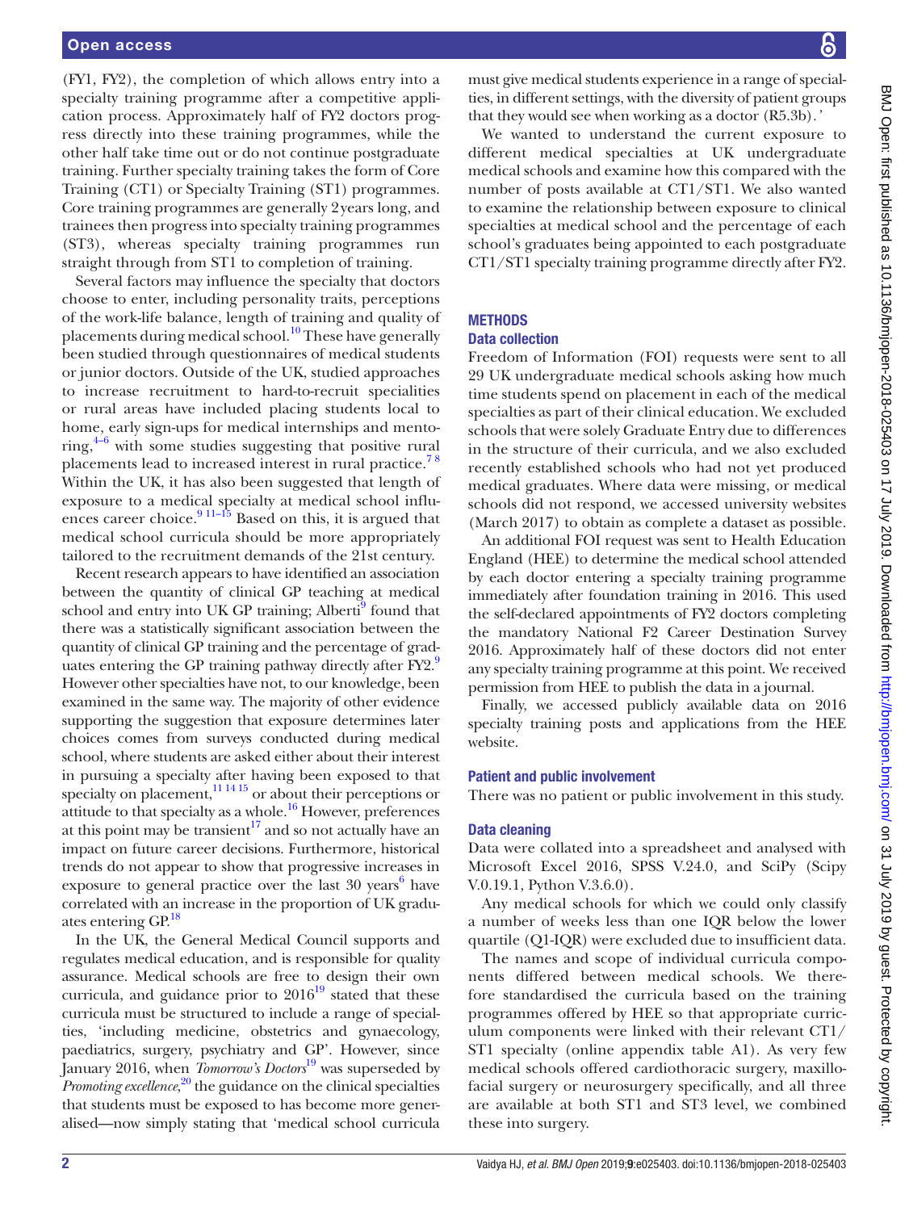(FY1, FY2), the completion of which allows entry into a specialty training programme after a competitive application process. Approximately half of FY2 doctors progress directly into these training programmes, while the other half take time out or do not continue postgraduate training. Further specialty training takes the form of Core Training (CT1) or Specialty Training (ST1) programmes. Core training programmes are generally 2 years long, and trainees then progress into specialty training programmes (ST3), whereas specialty training programmes run straight through from ST1 to completion of training.

Several factors may influence the specialty that doctors choose to enter, including personality traits, perceptions of the work-life balance, length of training and quality of placements during medical school.[10] These have generally been studied through questionnaires of medical students or junior doctors. Outside of the UK, studied approaches to increase recruitment to hard-to-recruit specialities or rural areas have included placing students local to home, early sign-ups for medical internships and mentoring,[4–6] with some studies suggesting that positive rural placements lead to increased interest in rural practice.[7 8] Within the UK, it has also been suggested that length of exposure to a medical specialty at medical school influences career choice.[9 11–15] Based on this, it is argued that medical school curricula should be more appropriately tailored to the recruitment demands of the 21st century.

Recent research appears to have identified an association between the quantity of clinical GP teaching at medical school and entry into UK GP training; Alberti[9] found that there was a statistically significant association between the quantity of clinical GP training and the percentage of graduates entering the GP training pathway directly after FY2.[9] However other specialties have not, to our knowledge, been examined in the same way. The majority of other evidence supporting the suggestion that exposure determines later choices comes from surveys conducted during medical school, where students are asked either about their interest in pursuing a specialty after having been exposed to that specialty on placement,[11 14 15] or about their perceptions or attitude to that specialty as a whole.[16] However, preferences at this point may be transient[17] and so not actually have an impact on future career decisions. Furthermore, historical trends do not appear to show that progressive increases in exposure to general practice over the last 30 years[6] have correlated with an increase in the proportion of UK graduates entering GP.[18]

In the UK, the General Medical Council supports and regulates medical education, and is responsible for quality assurance. Medical schools are free to design their own curricula, and guidance prior to 2016[19] stated that these curricula must be structured to include a range of specialties, 'including medicine, obstetrics and gynaecology, paediatrics, surgery, psychiatry and GP'. However, since January 2016, when *Tomorrow's Doctors*[19] was superseded by *Promoting excellence*,[20] the guidance on the clinical specialties that students must be exposed to has become more generalised—now simply stating that 'medical school curricula must give medical students experience in a range of specialties, in different settings, with the diversity of patient groups that they would see when working as a doctor (R5.3b).'

We wanted to understand the current exposure to different medical specialties at UK undergraduate medical schools and examine how this compared with the number of posts available at CT1/ST1. We also wanted to examine the relationship between exposure to clinical specialties at medical school and the percentage of each school's graduates being appointed to each postgraduate CT1/ST1 specialty training programme directly after FY2.

## METHODS

### Data collection

Freedom of Information (FOI) requests were sent to all 29 UK undergraduate medical schools asking how much time students spend on placement in each of the medical specialties as part of their clinical education. We excluded schools that were solely Graduate Entry due to differences in the structure of their curricula, and we also excluded recently established schools who had not yet produced medical graduates. Where data were missing, or medical schools did not respond, we accessed university websites (March 2017) to obtain as complete a dataset as possible.

An additional FOI request was sent to Health Education England (HEE) to determine the medical school attended by each doctor entering a specialty training programme immediately after foundation training in 2016. This used the self-declared appointments of FY2 doctors completing the mandatory National F2 Career Destination Survey 2016. Approximately half of these doctors did not enter any specialty training programme at this point. We received permission from HEE to publish the data in a journal.

Finally, we accessed publicly available data on 2016 specialty training posts and applications from the HEE website.

### Patient and public involvement

There was no patient or public involvement in this study.

### Data cleaning

Data were collated into a spreadsheet and analysed with Microsoft Excel 2016, SPSS V.24.0, and SciPy (Scipy V.0.19.1, Python V.3.6.0).

Any medical schools for which we could only classify a number of weeks less than one IQR below the lower quartile (Q1-IQR) were excluded due to insufficient data.

The names and scope of individual curricula components differed between medical schools. We therefore standardised the curricula based on the training programmes offered by HEE so that appropriate curriculum components were linked with their relevant CT1/ST1 specialty (online appendix table A1). As very few medical schools offered cardiothoracic surgery, maxillofacial surgery or neurosurgery specifically, and all three are available at both ST1 and ST3 level, we combined these into surgery.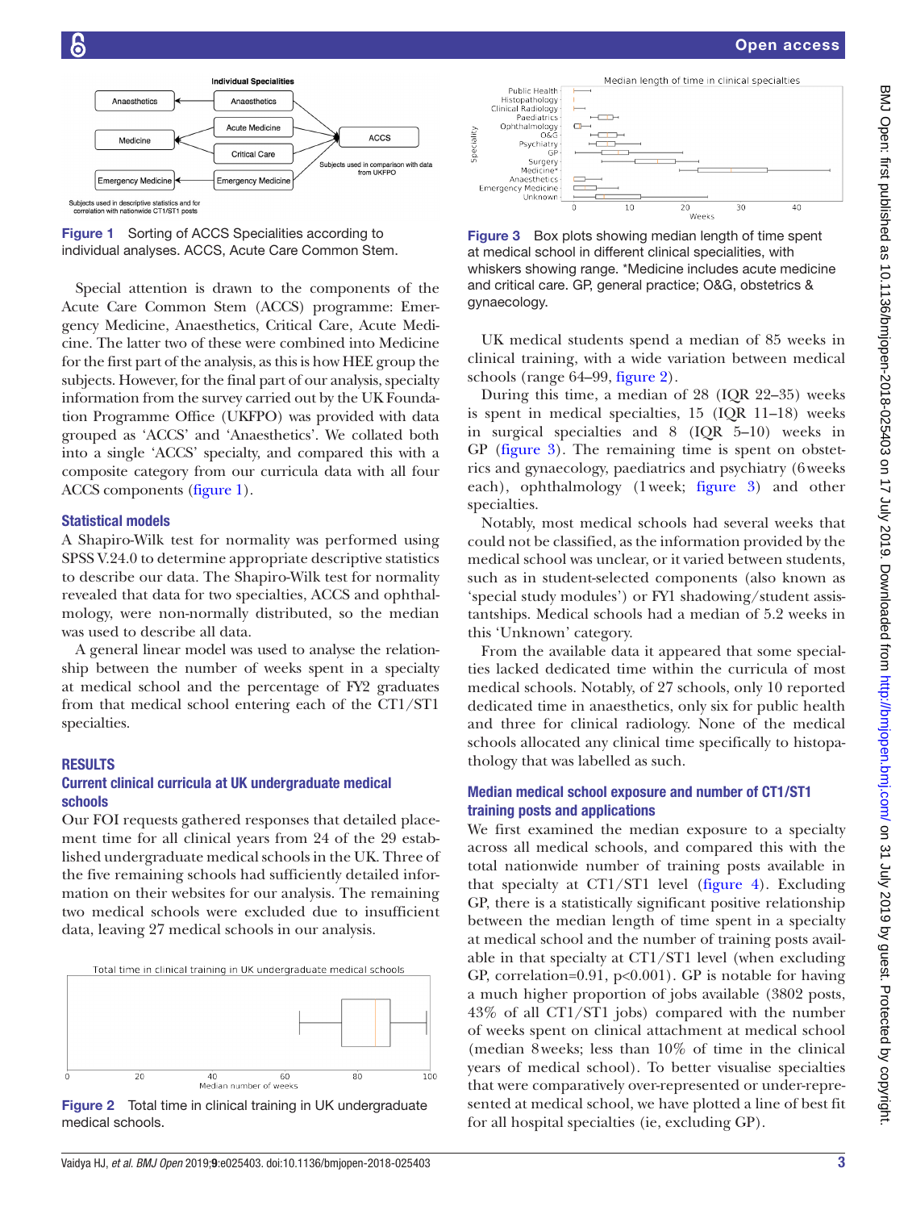Figure 1 Sorting of ACCS Specialities according to individual analyses. ACCS, Acute Care Common Stem.

Special attention is drawn to the components of the Acute Care Common Stem (ACCS) programme: Emergency Medicine, Anaesthetics, Critical Care, Acute Medicine. The latter two of these were combined into Medicine for the first part of the analysis, as this is how HEE group the subjects. However, for the final part of our analysis, specialty information from the survey carried out by the UK Foundation Programme Office (UKFPO) was provided with data grouped as 'ACCS' and 'Anaesthetics'. We collated both into a single 'ACCS' specialty, and compared this with a composite category from our curricula data with all four ACCS components (figure 1).

### Statistical models

A Shapiro-Wilk test for normality was performed using SPSS V.24.0 to determine appropriate descriptive statistics to describe our data. The Shapiro-Wilk test for normality revealed that data for two specialties, ACCS and ophthalmology, were non-normally distributed, so the median was used to describe all data.

A general linear model was used to analyse the relationship between the number of weeks spent in a specialty at medical school and the percentage of FY2 graduates from that medical school entering each of the CT1/ST1 specialties.

## RESULTS

### Current clinical curricula at UK undergraduate medical schools

Our FOI requests gathered responses that detailed placement time for all clinical years from 24 of the 29 established undergraduate medical schools in the UK. Three of the five remaining schools had sufficiently detailed information on their websites for our analysis. The remaining two medical schools were excluded due to insufficient data, leaving 27 medical schools in our analysis.

Figure 2 Total time in clinical training in UK undergraduate medical schools.

Figure 3 Box plots showing median length of time spent at medical school in different clinical specialities, with whiskers showing range. *Medicine includes acute medicine and critical care. GP, general practice; O&G, obstetrics & gynaecology.

UK medical students spend a median of 85 weeks in clinical training, with a wide variation between medical schools (range 64–99, figure 2).

During this time, a median of 28 (IQR 22–35) weeks is spent in medical specialties, 15 (IQR 11–18) weeks in surgical specialties and 8 (IQR 5–10) weeks in GP (figure 3). The remaining time is spent on obstetrics and gynaecology, paediatrics and psychiatry (6 weeks each), ophthalmology (1 week; figure 3) and other specialties.

Notably, most medical schools had several weeks that could not be classified, as the information provided by the medical school was unclear, or it varied between students, such as in student-selected components (also known as 'special study modules') or FY1 shadowing/student assistantships. Medical schools had a median of 5.2 weeks in this 'Unknown' category.

From the available data it appeared that some specialties lacked dedicated time within the curricula of most medical schools. Notably, of 27 schools, only 10 reported dedicated time in anaesthetics, only six for public health and three for clinical radiology. None of the medical schools allocated any clinical time specifically to histopathology that was labelled as such.

### Median medical school exposure and number of CT1/ST1 training posts and applications

We first examined the median exposure to a specialty across all medical schools, and compared this with the total nationwide number of training posts available in that specialty at CT1/ST1 level (figure 4). Excluding GP, there is a statistically significant positive relationship between the median length of time spent in a specialty at medical school and the number of training posts available in that specialty at CT1/ST1 level (when excluding GP, correlation=0.91, p<0.001). GP is notable for having a much higher proportion of jobs available (3802 posts, 43% of all CT1/ST1 jobs) compared with the number of weeks spent on clinical attachment at medical school (median 8 weeks; less than 10% of time in the clinical years of medical school). To better visualise specialties that were comparatively over-represented or under-represented at medical school, we have plotted a line of best fit for all hospital specialties (ie, excluding GP).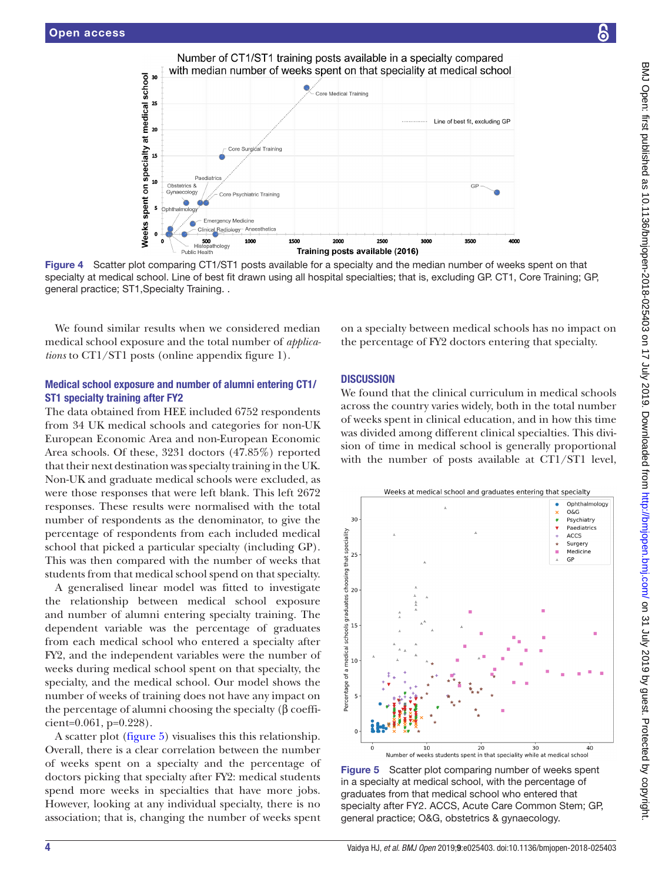Figure 4 Scatter plot comparing CT1/ST1 posts available for a specialty and the median number of weeks spent on that specialty at medical school. Line of best fit drawn using all hospital specialties; that is, excluding GP. CT1, Core Training; GP, general practice; ST1,Specialty Training. .

We found similar results when we considered median medical school exposure and the total number of *applications* to CT1/ST1 posts (online appendix figure 1).

### Medical school exposure and number of alumni entering CT1/ST1 specialty training after FY2

The data obtained from HEE included 6752 respondents from 34 UK medical schools and categories for non-UK European Economic Area and non-European Economic Area schools. Of these, 3231 doctors (47.85%) reported that their next destination was specialty training in the UK. Non-UK and graduate medical schools were excluded, as were those responses that were left blank. This left 2672 responses. These results were normalised with the total number of respondents as the denominator, to give the percentage of respondents from each included medical school that picked a particular specialty (including GP). This was then compared with the number of weeks that students from that medical school spend on that specialty.

A generalised linear model was fitted to investigate the relationship between medical school exposure and number of alumni entering specialty training. The dependent variable was the percentage of graduates from each medical school who entered a specialty after FY2, and the independent variables were the number of weeks during medical school spent on that specialty, the specialty, and the medical school. Our model shows the number of weeks of training does not have any impact on the percentage of alumni choosing the specialty (β coefficient=0.061, p=0.228).

A scatter plot (figure 5) visualises this this relationship. Overall, there is a clear correlation between the number of weeks spent on a specialty and the percentage of doctors picking that specialty after FY2: medical students spend more weeks in specialties that have more jobs. However, looking at any individual specialty, there is no association; that is, changing the number of weeks spent on a specialty between medical schools has no impact on the percentage of FY2 doctors entering that specialty.

## DISCUSSION

We found that the clinical curriculum in medical schools across the country varies widely, both in the total number of weeks spent in clinical education, and in how this time was divided among different clinical specialties. This division of time in medical school is generally proportional with the number of posts available at CT1/ST1 level,

Figure 5 Scatter plot comparing number of weeks spent in a specialty at medical school, with the percentage of graduates from the medical school who entered that specialty after FY2. ACCS, Acute Care Common Stem; GP, general practice; O&G, obstetrics & gynaecology.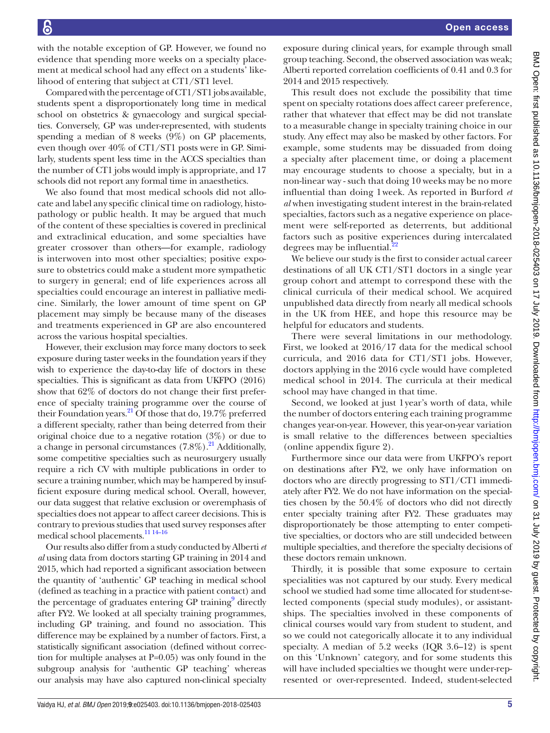with the notable exception of GP. However, we found no evidence that spending more weeks on a specialty placement at medical school had any effect on a students' likelihood of entering that subject at CT1/ST1 level.

Compared with the percentage of CT1/ST1 jobs available, students spent a disproportionately long time in medical school on obstetrics & gynaecology and surgical specialties. Conversely, GP was under-represented, with students spending a median of 8 weeks (9%) on GP placements, even though over 40% of CT1/ST1 posts were in GP. Similarly, students spent less time in the ACCS specialties than the number of CT1 jobs would imply is appropriate, and 17 schools did not report any formal time in anaesthetics.

We also found that most medical schools did not allocate and label any specific clinical time on radiology, histopathology or public health. It may be argued that much of the content of these specialties is covered in preclinical and extraclinical education, and some specialties have greater crossover than others—for example, radiology is interwoven into most other specialties; positive exposure to obstetrics could make a student more sympathetic to surgery in general; end of life experiences across all specialties could encourage an interest in palliative medicine. Similarly, the lower amount of time spent on GP placement may simply be because many of the diseases and treatments experienced in GP are also encountered across the various hospital specialties.

However, their exclusion may force many doctors to seek exposure during taster weeks in the foundation years if they wish to experience the day-to-day life of doctors in these specialties. This is significant as data from UKFPO (2016) show that 62% of doctors do not change their first preference of specialty training programme over the course of their Foundation years.[21] Of those that do, 19.7% preferred a different specialty, rather than being deterred from their original choice due to a negative rotation (3%) or due to a change in personal circumstances (7.8%).[21] Additionally, some competitive specialties such as neurosurgery usually require a rich CV with multiple publications in order to secure a training number, which may be hampered by insufficient exposure during medical school. Overall, however, our data suggest that relative exclusion or overemphasis of specialties does not appear to affect career decisions. This is contrary to previous studies that used survey responses after medical school placements.[11 14–16]

Our results also differ from a study conducted by Alberti *et al* using data from doctors starting GP training in 2014 and 2015, which had reported a significant association between the quantity of 'authentic' GP teaching in medical school (defined as teaching in a practice with patient contact) and the percentage of graduates entering GP training[9] directly after FY2. We looked at all specialty training programmes, including GP training, and found no association. This difference may be explained by a number of factors. First, a statistically significant association (defined without correction for multiple analyses at P=0.05) was only found in the subgroup analysis for 'authentic GP teaching' whereas our analysis may have also captured non-clinical specialty exposure during clinical years, for example through small group teaching. Second, the observed association was weak; Alberti reported correlation coefficients of 0.41 and 0.3 for 2014 and 2015 respectively.

This result does not exclude the possibility that time spent on specialty rotations does affect career preference, rather that whatever that effect may be did not translate to a measurable change in specialty training choice in our study. Any effect may also be masked by other factors. For example, some students may be dissuaded from doing a specialty after placement time, or doing a placement may encourage students to choose a specialty, but in a non-linear way - such that doing 10 weeks may be no more influential than doing 1 week. As reported in Burford *et al* when investigating student interest in the brain-related specialties, factors such as a negative experience on placement were self-reported as deterrents, but additional factors such as positive experiences during intercalated degrees may be influential.[22]

We believe our study is the first to consider actual career destinations of all UK CT1/ST1 doctors in a single year group cohort and attempt to correspond these with the clinical curricula of their medical school. We acquired unpublished data directly from nearly all medical schools in the UK from HEE, and hope this resource may be helpful for educators and students.

There were several limitations in our methodology. First, we looked at 2016/17 data for the medical school curricula, and 2016 data for CT1/ST1 jobs. However, doctors applying in the 2016 cycle would have completed medical school in 2014. The curricula at their medical school may have changed in that time.

Second, we looked at just 1 year's worth of data, while the number of doctors entering each training programme changes year-on-year. However, this year-on-year variation is small relative to the differences between specialties (online appendix figure 2).

Furthermore since our data were from UKFPO's report on destinations after FY2, we only have information on doctors who are directly progressing to ST1/CT1 immediately after FY2. We do not have information on the specialties chosen by the 50.4% of doctors who did not directly enter specialty training after FY2. These graduates may disproportionately be those attempting to enter competitive specialties, or doctors who are still undecided between multiple specialties, and therefore the specialty decisions of these doctors remain unknown.

Thirdly, it is possible that some exposure to certain specialities was not captured by our study. Every medical school we studied had some time allocated for student-selected components (special study modules), or assistantships. The specialties involved in these components of clinical courses would vary from student to student, and so we could not categorically allocate it to any individual specialty. A median of 5.2 weeks (IQR 3.6–12) is spent on this 'Unknown' category, and for some students this will have included specialties we thought were under-represented or over-represented. Indeed, student-selected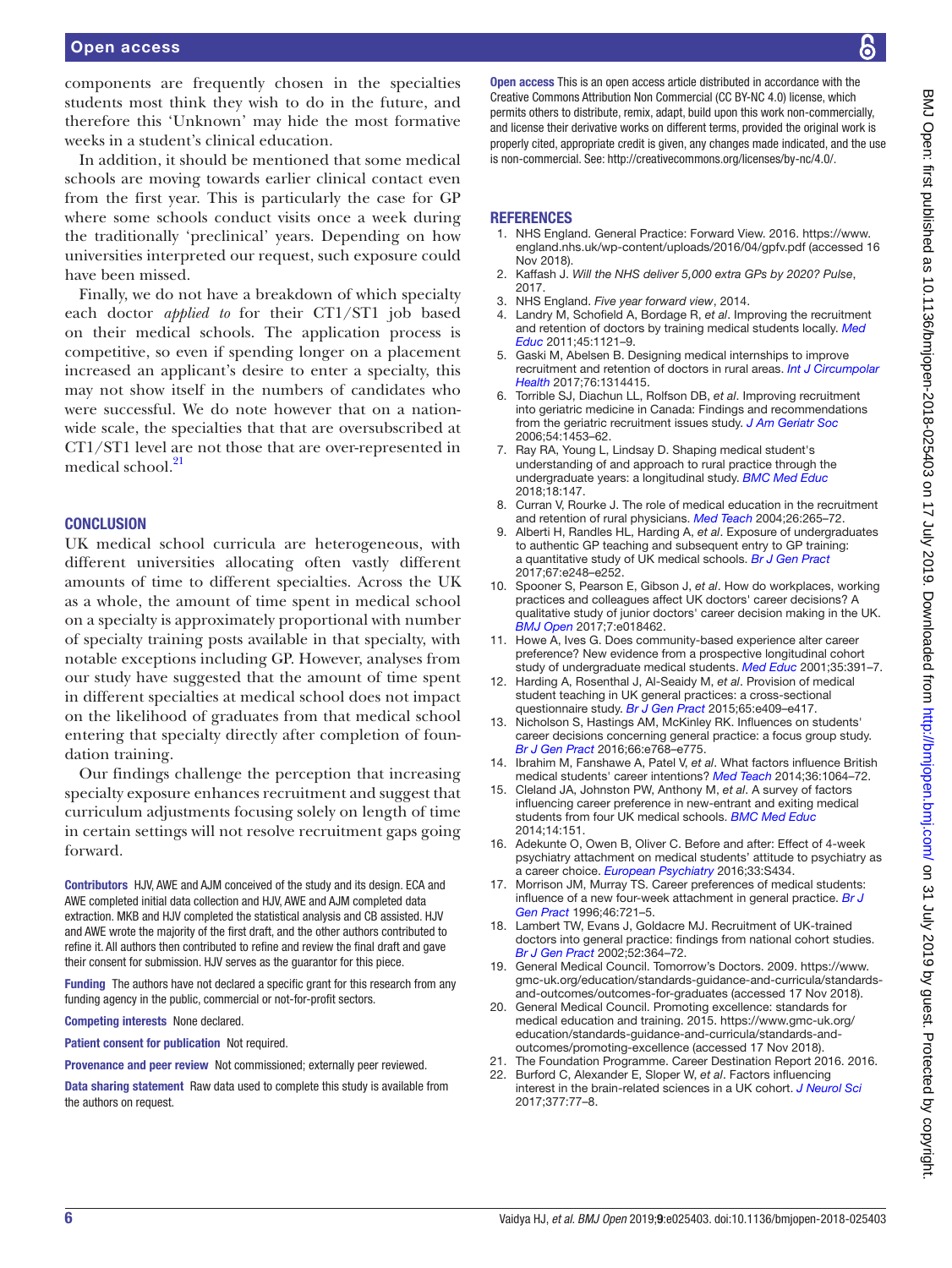components are frequently chosen in the specialties students most think they wish to do in the future, and therefore this 'Unknown' may hide the most formative weeks in a student's clinical education.

In addition, it should be mentioned that some medical schools are moving towards earlier clinical contact even from the first year. This is particularly the case for GP where some schools conduct visits once a week during the traditionally 'preclinical' years. Depending on how universities interpreted our request, such exposure could have been missed.

Finally, we do not have a breakdown of which specialty each doctor *applied to* for their CT1/ST1 job based on their medical schools. The application process is competitive, so even if spending longer on a placement increased an applicant's desire to enter a specialty, this may not show itself in the numbers of candidates who were successful. We do note however that on a nation-wide scale, the specialties that that are oversubscribed at CT1/ST1 level are not those that are over-represented in medical school.[21]

## CONCLUSION

UK medical school curricula are heterogeneous, with different universities allocating often vastly different amounts of time to different specialties. Across the UK as a whole, the amount of time spent in medical school on a specialty is approximately proportional with number of specialty training posts available in that specialty, with notable exceptions including GP. However, analyses from our study have suggested that the amount of time spent in different specialties at medical school does not impact on the likelihood of graduates from that medical school entering that specialty directly after completion of foundation training.

Our findings challenge the perception that increasing specialty exposure enhances recruitment and suggest that curriculum adjustments focusing solely on length of time in certain settings will not resolve recruitment gaps going forward.

**Contributors** HJV, AWE and AJM conceived of the study and its design. ECA and AWE completed initial data collection and HJV, AWE and AJM completed data extraction. MKB and HJV completed the statistical analysis and CB assisted. HJV and AWE wrote the majority of the first draft, and the other authors contributed to refine it. All authors then contributed to refine and review the final draft and gave their consent for submission. HJV serves as the guarantor for this piece.

**Funding** The authors have not declared a specific grant for this research from any funding agency in the public, commercial or not-for-profit sectors.

**Competing interests** None declared.

**Patient consent for publication** Not required.

**Provenance and peer review** Not commissioned; externally peer reviewed.

**Data sharing statement** Raw data used to complete this study is available from the authors on request.

**Open access** This is an open access article distributed in accordance with the Creative Commons Attribution Non Commercial (CC BY-NC 4.0) license, which permits others to distribute, remix, adapt, build upon this work non-commercially, and license their derivative works on different terms, provided the original work is properly cited, appropriate credit is given, any changes made indicated, and the use is non-commercial. See: http://creativecommons.org/licenses/by-nc/4.0/.

## REFERENCES

1. NHS England. General Practice: Forward View. 2016. https://www.england.nhs.uk/wp-content/uploads/2016/04/gpfv.pdf (accessed 16 Nov 2018).
2. Kaffash J. *Will the NHS deliver 5,000 extra GPs by 2020? Pulse*, 2017.
3. NHS England. *Five year forward view*, 2014.
4. Landry M, Schofield A, Bordage R, *et al*. Improving the recruitment and retention of doctors by training medical students locally. *Med Educ* 2011;45:1121–9.
5. Gaski M, Abelsen B. Designing medical internships to improve recruitment and retention of doctors in rural areas. *Int J Circumpolar Health* 2017;76:1314415.
6. Torrible SJ, Diachun LL, Rolfson DB, *et al*. Improving recruitment into geriatric medicine in Canada: Findings and recommendations from the geriatric recruitment issues study. *J Am Geriatr Soc* 2006;54:1453–62.
7. Ray RA, Young L, Lindsay D. Shaping medical student's understanding of and approach to rural practice through the undergraduate years: a longitudinal study. *BMC Med Educ* 2018;18:147.
8. Curran V, Rourke J. The role of medical education in the recruitment and retention of rural physicians. *Med Teach* 2004;26:265–72.
9. Alberti H, Randles HL, Harding A, *et al*. Exposure of undergraduates to authentic GP teaching and subsequent entry to GP training: a quantitative study of UK medical schools. *Br J Gen Pract* 2017;67:e248–e252.
10. Spooner S, Pearson E, Gibson J, *et al*. How do workplaces, working practices and colleagues affect UK doctors' career decisions? A qualitative study of junior doctors' career decision making in the UK. *BMJ Open* 2017;7:e018462.
11. Howe A, Ives G. Does community-based experience alter career preference? New evidence from a prospective longitudinal cohort study of undergraduate medical students. *Med Educ* 2001;35:391–7.
12. Harding A, Rosenthal J, Al-Seaidy M, *et al*. Provision of medical student teaching in UK general practices: a cross-sectional questionnaire study. *Br J Gen Pract* 2015;65:e409–e417.
13. Nicholson S, Hastings AM, McKinley RK. Influences on students' career decisions concerning general practice: a focus group study. *Br J Gen Pract* 2016;66:e768–e775.
14. Ibrahim M, Fanshawe A, Patel V, *et al*. What factors influence British medical students' career intentions? *Med Teach* 2014;36:1064–72.
15. Cleland JA, Johnston PW, Anthony M, *et al*. A survey of factors influencing career preference in new-entrant and exiting medical students from four UK medical schools. *BMC Med Educ* 2014;14:151.
16. Adekunte O, Owen B, Oliver C. Before and after: Effect of 4-week psychiatry attachment on medical students' attitude to psychiatry as a career choice. *European Psychiatry* 2016;33:S434.
17. Morrison JM, Murray TS. Career preferences of medical students: influence of a new four-week attachment in general practice. *Br J Gen Pract* 1996;46:721–5.
18. Lambert TW, Evans J, Goldacre MJ. Recruitment of UK-trained doctors into general practice: findings from national cohort studies. *Br J Gen Pract* 2002;52:364–72.
19. General Medical Council. Tomorrow's Doctors. 2009. https://www.gmc-uk.org/education/standards-guidance-and-curricula/standards-and-outcomes/outcomes-for-graduates (accessed 17 Nov 2018).
20. General Medical Council. Promoting excellence: standards for medical education and training. 2015. https://www.gmc-uk.org/education/standards-guidance-and-curricula/standards-and-outcomes/promoting-excellence (accessed 17 Nov 2018).
21. The Foundation Programme. Career Destination Report 2016. 2016.
22. Burford C, Alexander E, Sloper W, *et al*. Factors influencing interest in the brain-related sciences in a UK cohort. *J Neurol Sci* 2017;377:77–8.